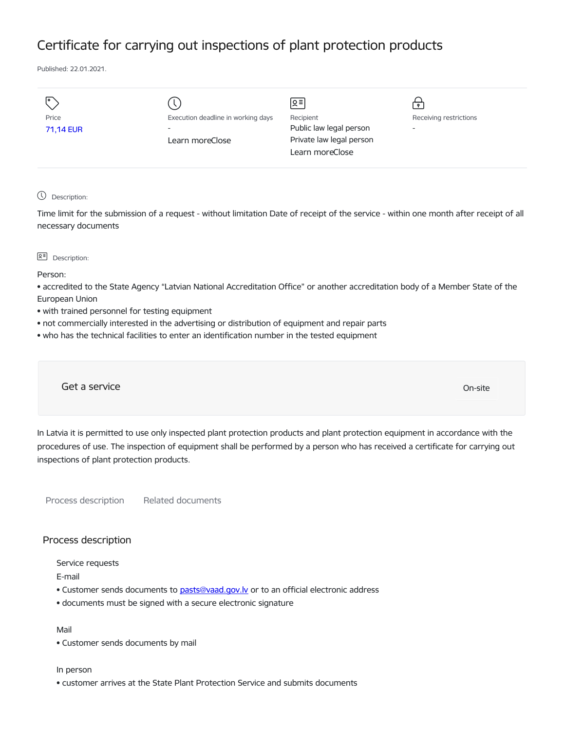# Certificate for carrying out inspections of plant protection products

Published: 22.01.2021.

| Price | Execution deadline in working days | Recipient | Receiving restrictions |
|---|---|---|---|
| 71,14 EUR | - | Public law legal person<br>Private law legal person | - |
| | Learn moreClose | Learn moreClose | |

Description:

Time limit for the submission of a request - without limitation Date of receipt of the service - within one month after receipt of all necessary documents

Description:

Person:

- accredited to the State Agency "Latvian National Accreditation Office" or another accreditation body of a Member State of the European Union
- with trained personnel for testing equipment
- not commercially interested in the advertising or distribution of equipment and repair parts
- who has the technical facilities to enter an identification number in the tested equipment

Get a service

On-site

In Latvia it is permitted to use only inspected plant protection products and plant protection equipment in accordance with the procedures of use. The inspection of equipment shall be performed by a person who has received a certificate for carrying out inspections of plant protection products.

Process description

Related documents

## Process description

Service requests

E-mail

- Customer sends documents to pasts@vaad.gov.lv or to an official electronic address
- documents must be signed with a secure electronic signature

Mail

- Customer sends documents by mail

In person

- customer arrives at the State Plant Protection Service and submits documents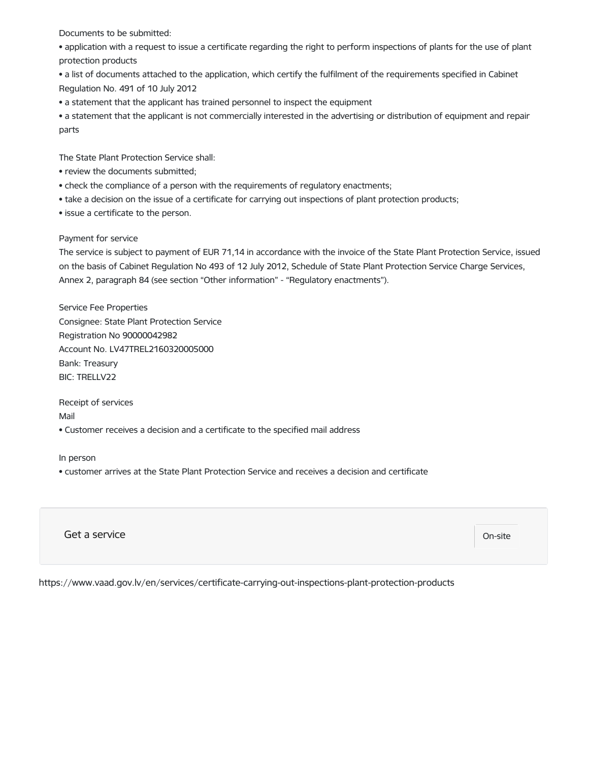Documents to be submitted:

- application with a request to issue a certificate regarding the right to perform inspections of plants for the use of plant protection products
- a list of documents attached to the application, which certify the fulfilment of the requirements specified in Cabinet Regulation No. 491 of 10 July 2012
- a statement that the applicant has trained personnel to inspect the equipment
- a statement that the applicant is not commercially interested in the advertising or distribution of equipment and repair parts

The State Plant Protection Service shall:

- review the documents submitted;
- check the compliance of a person with the requirements of regulatory enactments;
- take a decision on the issue of a certificate for carrying out inspections of plant protection products;
- issue a certificate to the person.

Payment for service

The service is subject to payment of EUR 71,14 in accordance with the invoice of the State Plant Protection Service, issued on the basis of Cabinet Regulation No 493 of 12 July 2012, Schedule of State Plant Protection Service Charge Services, Annex 2, paragraph 84 (see section "Other information" - "Regulatory enactments").

Service Fee Properties
Consignee: State Plant Protection Service
Registration No 90000042982
Account No. LV47TREL2160320005000
Bank: Treasury
BIC: TRELLV22

Receipt of services

Mail

- Customer receives a decision and a certificate to the specified mail address

In person

- customer arrives at the State Plant Protection Service and receives a decision and certificate

Get a service

On-site

https://www.vaad.gov.lv/en/services/certificate-carrying-out-inspections-plant-protection-products